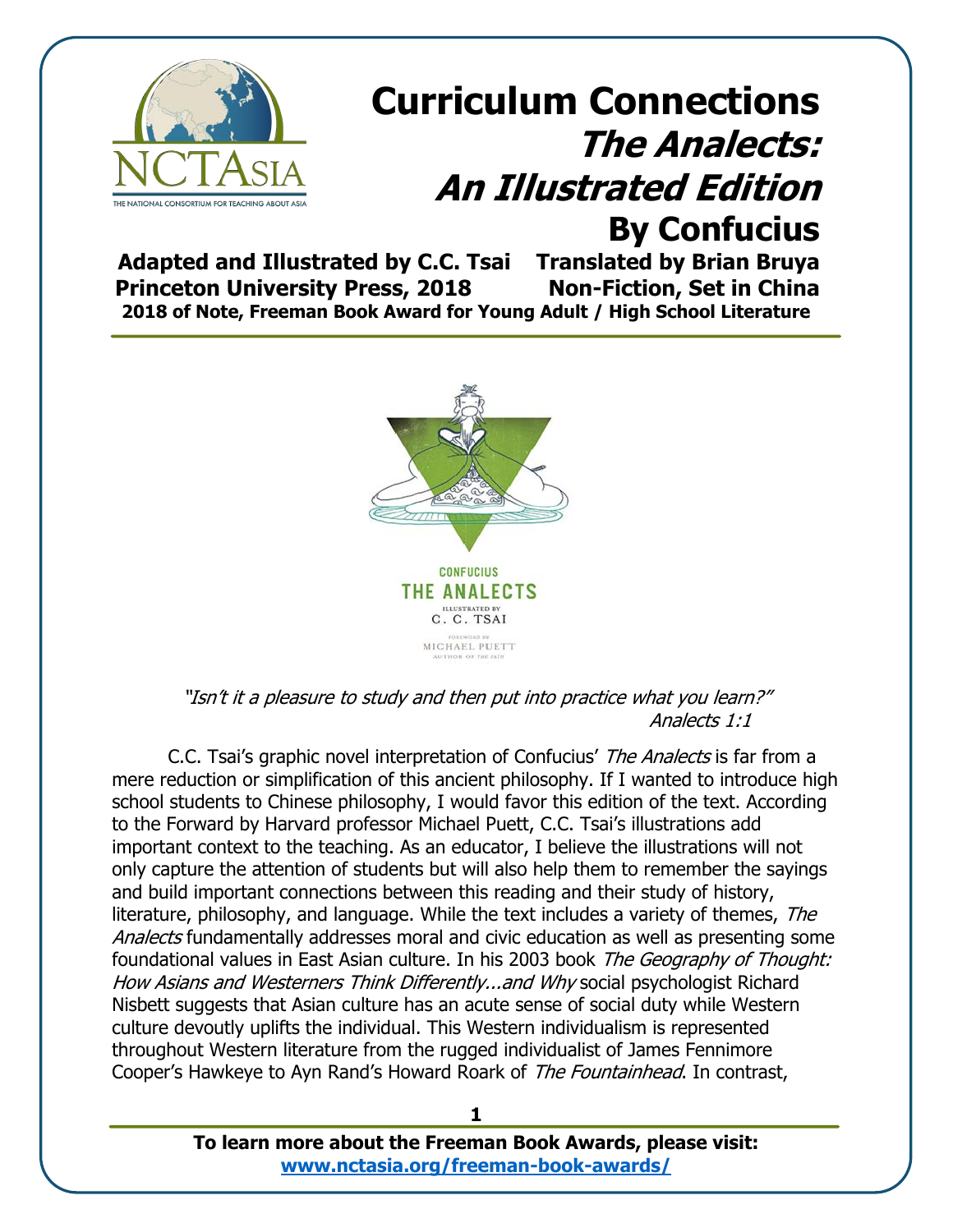# Curriculum Connections
## *The Analects: An Illustrated Edition*
## By Confucius

**Adapted and Illustrated by C.C. Tsai** **Translated by Brian Bruya**
**Princeton University Press, 2018** **Non-Fiction, Set in China**
**2018 of Note, Freeman Book Award for Young Adult / High School Literature**

*"Isn't it a pleasure to study and then put into practice what you learn?"*
*Analects 1:1*

C.C. Tsai's graphic novel interpretation of Confucius' *The Analects* is far from a mere reduction or simplification of this ancient philosophy. If I wanted to introduce high school students to Chinese philosophy, I would favor this edition of the text. According to the Forward by Harvard professor Michael Puett, C.C. Tsai's illustrations add important context to the teaching. As an educator, I believe the illustrations will not only capture the attention of students but will also help them to remember the sayings and build important connections between this reading and their study of history, literature, philosophy, and language. While the text includes a variety of themes, *The Analects* fundamentally addresses moral and civic education as well as presenting some foundational values in East Asian culture. In his 2003 book *The Geography of Thought: How Asians and Westerners Think Differently...and Why* social psychologist Richard Nisbett suggests that Asian culture has an acute sense of social duty while Western culture devoutly uplifts the individual. This Western individualism is represented throughout Western literature from the rugged individualist of James Fennimore Cooper's Hawkeye to Ayn Rand's Howard Roark of *The Fountainhead*. In contrast,

**To learn more about the Freeman Book Awards, please visit:**
**www.nctasia.org/freeman-book-awards/**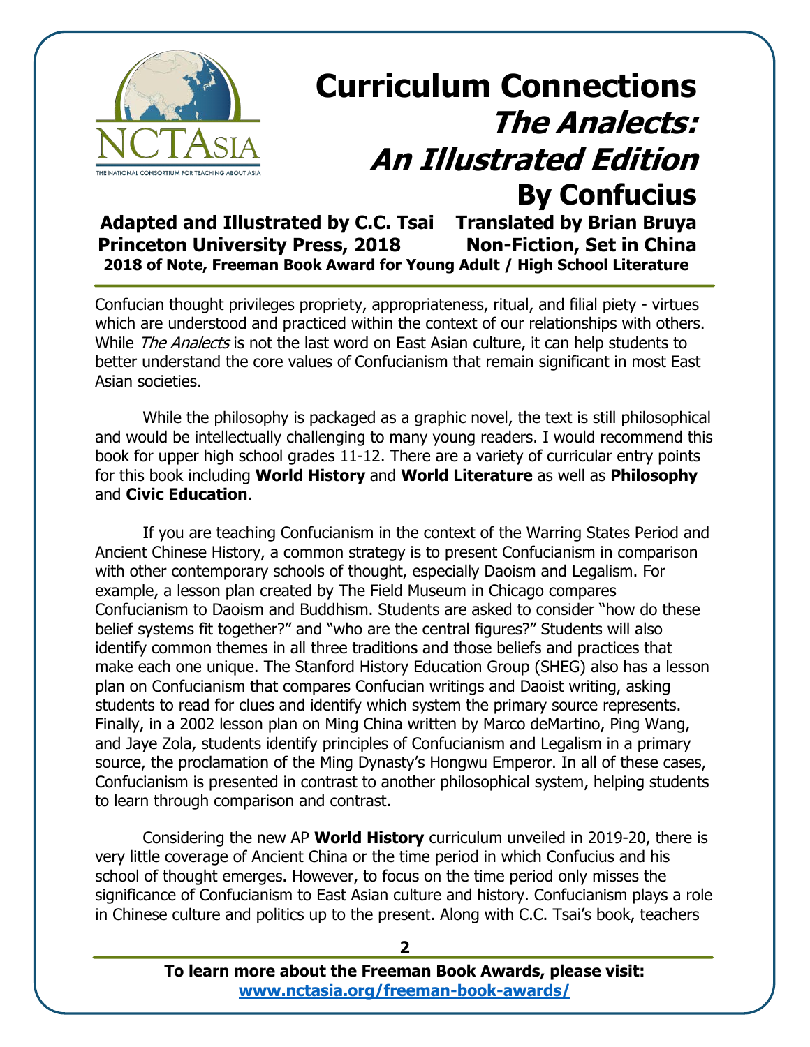# Curriculum Connections

## *The Analects: An Illustrated Edition*

## By Confucius

**Adapted and Illustrated by C.C. Tsai** **Translated by Brian Bruya**
**Princeton University Press, 2018** **Non-Fiction, Set in China**
**2018 of Note, Freeman Book Award for Young Adult / High School Literature**

Confucian thought privileges propriety, appropriateness, ritual, and filial piety - virtues which are understood and practiced within the context of our relationships with others. While *The Analects* is not the last word on East Asian culture, it can help students to better understand the core values of Confucianism that remain significant in most East Asian societies.

While the philosophy is packaged as a graphic novel, the text is still philosophical and would be intellectually challenging to many young readers. I would recommend this book for upper high school grades 11-12. There are a variety of curricular entry points for this book including **World History** and **World Literature** as well as **Philosophy** and **Civic Education**.

If you are teaching Confucianism in the context of the Warring States Period and Ancient Chinese History, a common strategy is to present Confucianism in comparison with other contemporary schools of thought, especially Daoism and Legalism. For example, a lesson plan created by The Field Museum in Chicago compares Confucianism to Daoism and Buddhism. Students are asked to consider "how do these belief systems fit together?" and "who are the central figures?" Students will also identify common themes in all three traditions and those beliefs and practices that make each one unique. The Stanford History Education Group (SHEG) also has a lesson plan on Confucianism that compares Confucian writings and Daoist writing, asking students to read for clues and identify which system the primary source represents. Finally, in a 2002 lesson plan on Ming China written by Marco deMartino, Ping Wang, and Jaye Zola, students identify principles of Confucianism and Legalism in a primary source, the proclamation of the Ming Dynasty's Hongwu Emperor. In all of these cases, Confucianism is presented in contrast to another philosophical system, helping students to learn through comparison and contrast.

Considering the new AP **World History** curriculum unveiled in 2019-20, there is very little coverage of Ancient China or the time period in which Confucius and his school of thought emerges. However, to focus on the time period only misses the significance of Confucianism to East Asian culture and history. Confucianism plays a role in Chinese culture and politics up to the present. Along with C.C. Tsai's book, teachers

**To learn more about the Freeman Book Awards, please visit:**
**www.nctasia.org/freeman-book-awards/**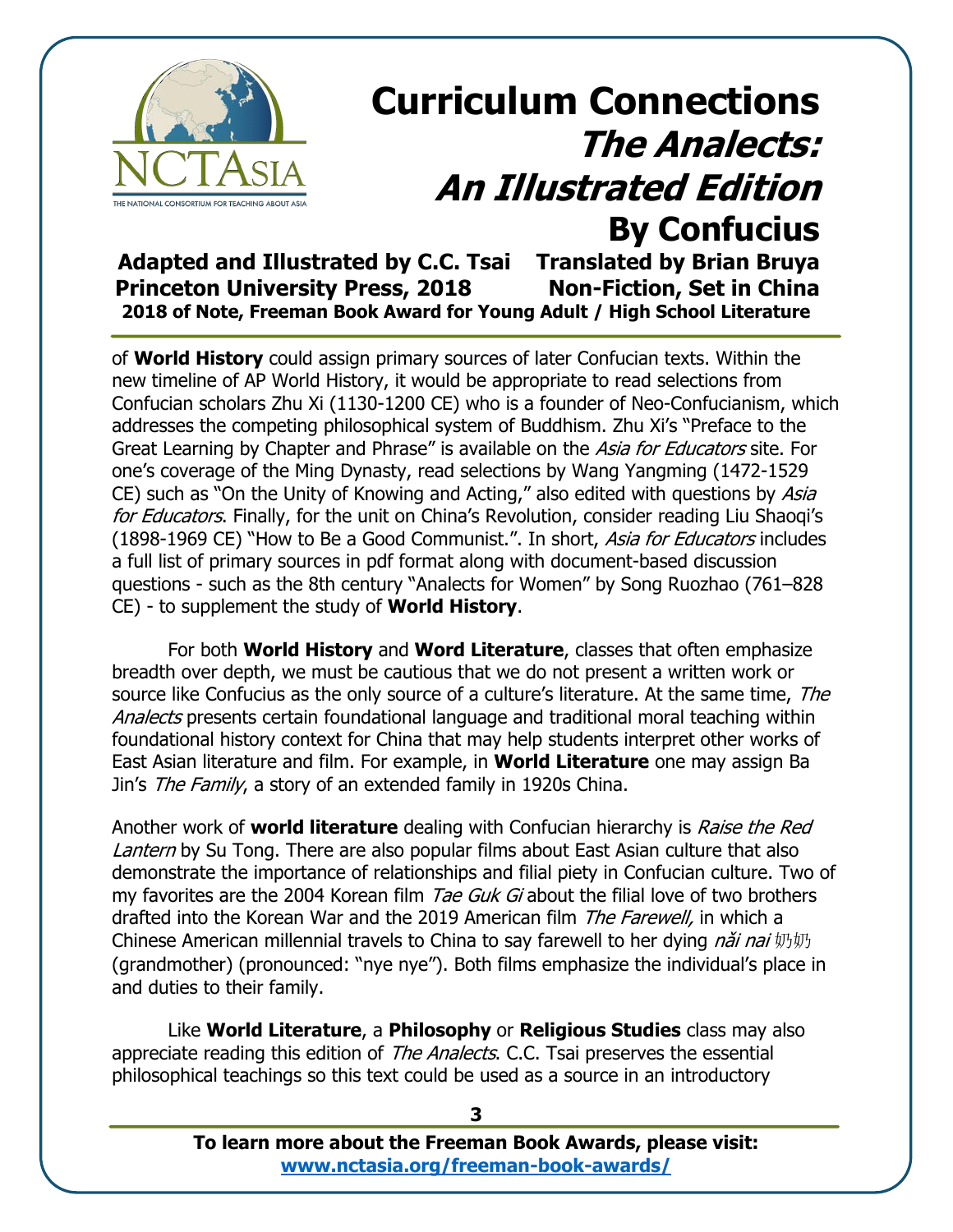# Curriculum Connections
## *The Analects: An Illustrated Edition*
## By Confucius

**Adapted and Illustrated by C.C. Tsai** **Translated by Brian Bruya**
**Princeton University Press, 2018** **Non-Fiction, Set in China**
**2018 of Note, Freeman Book Award for Young Adult / High School Literature**

of **World History** could assign primary sources of later Confucian texts. Within the new timeline of AP World History, it would be appropriate to read selections from Confucian scholars Zhu Xi (1130-1200 CE) who is a founder of Neo-Confucianism, which addresses the competing philosophical system of Buddhism. Zhu Xi's "Preface to the Great Learning by Chapter and Phrase" is available on the *Asia for Educators* site. For one's coverage of the Ming Dynasty, read selections by Wang Yangming (1472-1529 CE) such as "On the Unity of Knowing and Acting," also edited with questions by *Asia for Educators*. Finally, for the unit on China's Revolution, consider reading Liu Shaoqi's (1898-1969 CE) "How to Be a Good Communist.". In short, *Asia for Educators* includes a full list of primary sources in pdf format along with document-based discussion questions - such as the 8th century "Analects for Women" by Song Ruozhao (761–828 CE) - to supplement the study of **World History**.

For both **World History** and **Word Literature**, classes that often emphasize breadth over depth, we must be cautious that we do not present a written work or source like Confucius as the only source of a culture's literature. At the same time, *The Analects* presents certain foundational language and traditional moral teaching within foundational history context for China that may help students interpret other works of East Asian literature and film. For example, in **World Literature** one may assign Ba Jin's *The Family*, a story of an extended family in 1920s China.

Another work of **world literature** dealing with Confucian hierarchy is *Raise the Red Lantern* by Su Tong. There are also popular films about East Asian culture that also demonstrate the importance of relationships and filial piety in Confucian culture. Two of my favorites are the 2004 Korean film *Tae Guk Gi* about the filial love of two brothers drafted into the Korean War and the 2019 American film *The Farewell,* in which a Chinese American millennial travels to China to say farewell to her dying *nǎi nai* 奶奶 (grandmother) (pronounced: "nye nye"). Both films emphasize the individual's place in and duties to their family.

Like **World Literature**, a **Philosophy** or **Religious Studies** class may also appreciate reading this edition of *The Analects*. C.C. Tsai preserves the essential philosophical teachings so this text could be used as a source in an introductory

**To learn more about the Freeman Book Awards, please visit:**
**www.nctasia.org/freeman-book-awards/**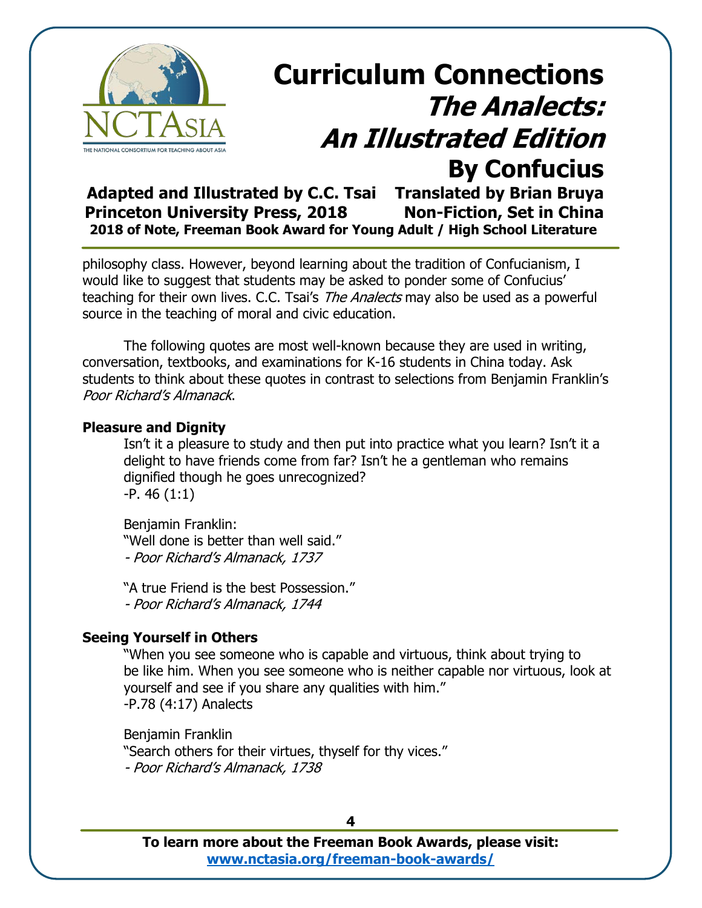philosophy class. However, beyond learning about the tradition of Confucianism, I would like to suggest that students may be asked to ponder some of Confucius' teaching for their own lives. C.C. Tsai's *The Analects* may also be used as a powerful source in the teaching of moral and civic education.

The following quotes are most well-known because they are used in writing, conversation, textbooks, and examinations for K-16 students in China today. Ask students to think about these quotes in contrast to selections from Benjamin Franklin's *Poor Richard's Almanack*.

**Pleasure and Dignity**

Isn't it a pleasure to study and then put into practice what you learn? Isn't it a delight to have friends come from far? Isn't he a gentleman who remains dignified though he goes unrecognized?
-P. 46 (1:1)

Benjamin Franklin:
"Well done is better than well said."
*- Poor Richard's Almanack, 1737*

"A true Friend is the best Possession."
*- Poor Richard's Almanack, 1744*

**Seeing Yourself in Others**

"When you see someone who is capable and virtuous, think about trying to be like him. When you see someone who is neither capable nor virtuous, look at yourself and see if you share any qualities with him."
-P.78 (4:17) Analects

Benjamin Franklin
"Search others for their virtues, thyself for thy vices."
*- Poor Richard's Almanack, 1738*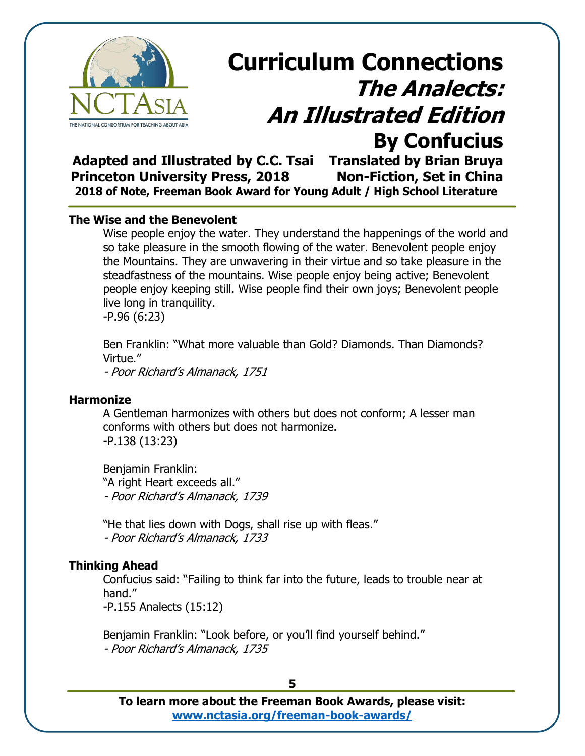# Curriculum Connections
## *The Analects: An Illustrated Edition*
## By Confucius

**Adapted and Illustrated by C.C. Tsai** **Translated by Brian Bruya**
**Princeton University Press, 2018** **Non-Fiction, Set in China**
**2018 of Note, Freeman Book Award for Young Adult / High School Literature**

---

### The Wise and the Benevolent

Wise people enjoy the water. They understand the happenings of the world and so take pleasure in the smooth flowing of the water. Benevolent people enjoy the Mountains. They are unwavering in their virtue and so take pleasure in the steadfastness of the mountains. Wise people enjoy being active; Benevolent people enjoy keeping still. Wise people find their own joys; Benevolent people live long in tranquility.
-P.96 (6:23)

Ben Franklin: "What more valuable than Gold? Diamonds. Than Diamonds? Virtue."
*- Poor Richard's Almanack, 1751*

### Harmonize

A Gentleman harmonizes with others but does not conform; A lesser man conforms with others but does not harmonize.
-P.138 (13:23)

Benjamin Franklin:
"A right Heart exceeds all."
*- Poor Richard's Almanack, 1739*

"He that lies down with Dogs, shall rise up with fleas."
*- Poor Richard's Almanack, 1733*

### Thinking Ahead

Confucius said: "Failing to think far into the future, leads to trouble near at hand."
-P.155 Analects (15:12)

Benjamin Franklin: "Look before, or you'll find yourself behind."
*- Poor Richard's Almanack, 1735*

---

**To learn more about the Freeman Book Awards, please visit:**
**www.nctasia.org/freeman-book-awards/**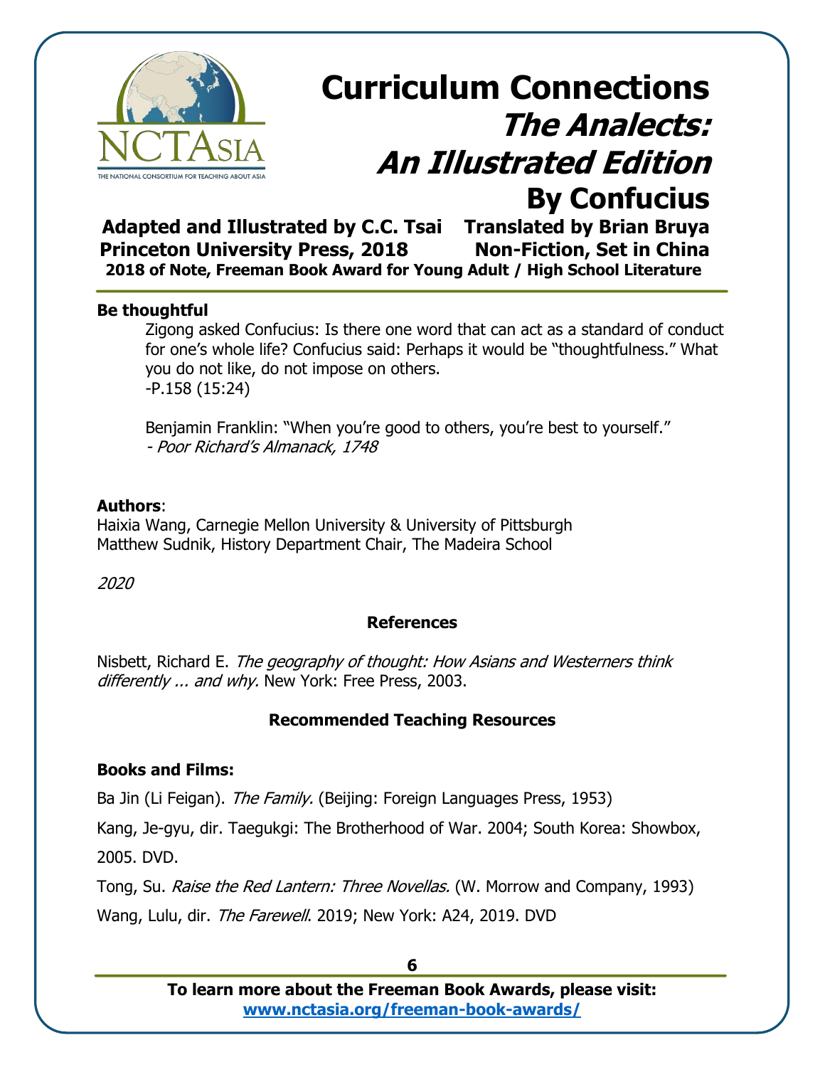# Curriculum Connections

## *The Analects: An Illustrated Edition*

## By Confucius

**Adapted and Illustrated by C.C. Tsai** **Translated by Brian Bruya**
**Princeton University Press, 2018** **Non-Fiction, Set in China**
**2018 of Note, Freeman Book Award for Young Adult / High School Literature**

---

**Be thoughtful**

> Zigong asked Confucius: Is there one word that can act as a standard of conduct for one's whole life? Confucius said: Perhaps it would be "thoughtfulness." What you do not like, do not impose on others.
> -P.158 (15:24)
>
> Benjamin Franklin: "When you're good to others, you're best to yourself."
> *- Poor Richard's Almanack, 1748*

**Authors**:
Haixia Wang, Carnegie Mellon University & University of Pittsburgh
Matthew Sudnik, History Department Chair, The Madeira School

*2020*

### References

Nisbett, Richard E. *The geography of thought: How Asians and Westerners think differently ... and why.* New York: Free Press, 2003.

### Recommended Teaching Resources

**Books and Films:**

Ba Jin (Li Feigan). *The Family.* (Beijing: Foreign Languages Press, 1953)

Kang, Je-gyu, dir. Taegukgi: The Brotherhood of War. 2004; South Korea: Showbox, 2005. DVD.

Tong, Su. *Raise the Red Lantern: Three Novellas.* (W. Morrow and Company, 1993)

Wang, Lulu, dir. *The Farewell*. 2019; New York: A24, 2019. DVD

---

**To learn more about the Freeman Book Awards, please visit:**
**www.nctasia.org/freeman-book-awards/**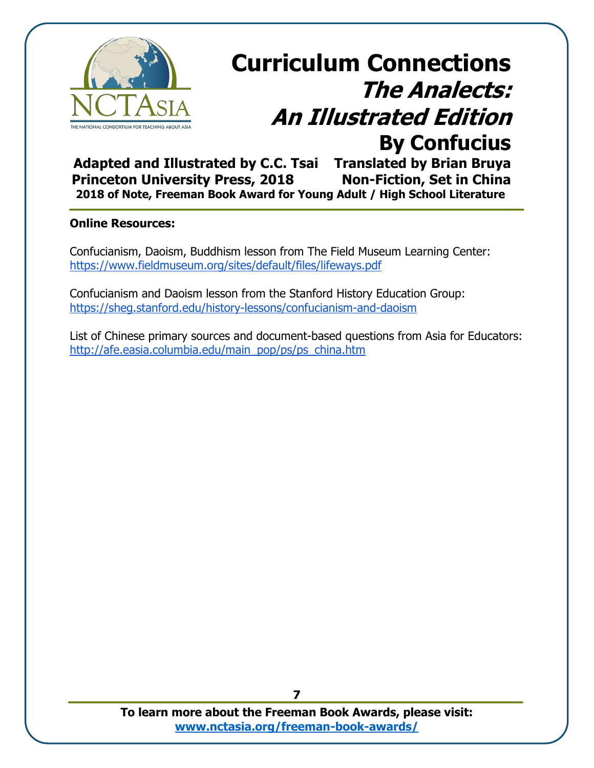# Curriculum Connections

## *The Analects: An Illustrated Edition*

## By Confucius

**Adapted and Illustrated by C.C. Tsai** **Translated by Brian Bruya**

**Princeton University Press, 2018** **Non-Fiction, Set in China**

**2018 of Note, Freeman Book Award for Young Adult / High School Literature**

---

**Online Resources:**

Confucianism, Daoism, Buddhism lesson from The Field Museum Learning Center:
https://www.fieldmuseum.org/sites/default/files/lifeways.pdf

Confucianism and Daoism lesson from the Stanford History Education Group:
https://sheg.stanford.edu/history-lessons/confucianism-and-daoism

List of Chinese primary sources and document-based questions from Asia for Educators:
http://afe.easia.columbia.edu/main_pop/ps/ps_china.htm

---

**To learn more about the Freeman Book Awards, please visit:**
**www.nctasia.org/freeman-book-awards/**